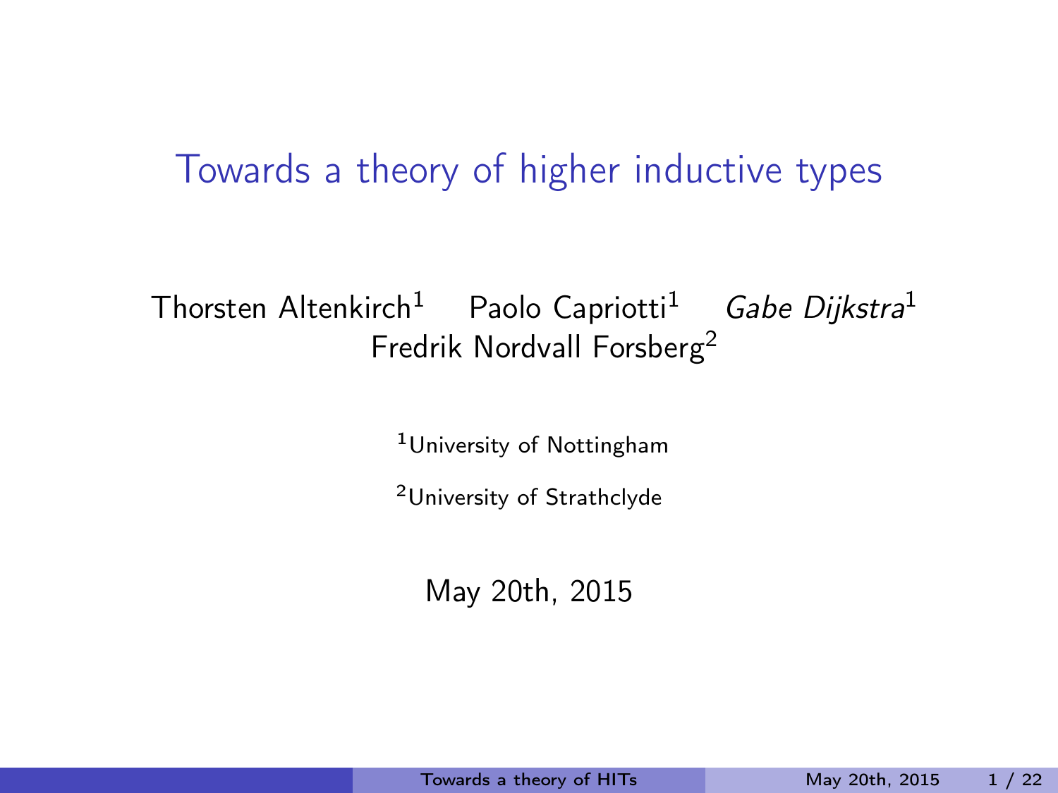# Towards a theory of higher inductive types

Thorsten Altenkirch[1] Paolo Capriotti[1] *Gabe Dijkstra*[1]
Fredrik Nordvall Forsberg[2]

[1]University of Nottingham

[2]University of Strathclyde

May 20th, 2015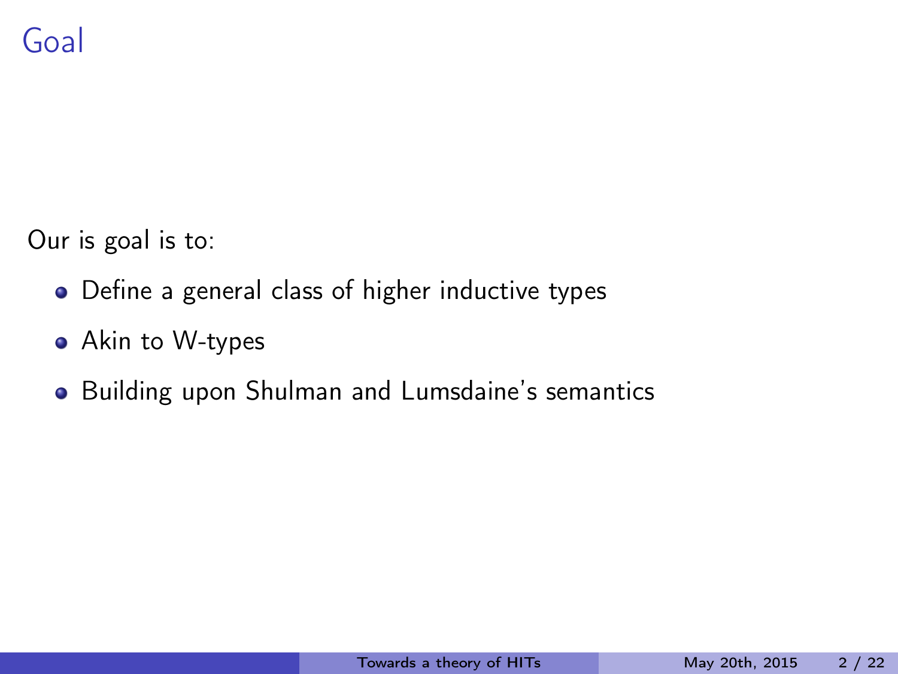# Goal

Our is goal is to:

- Define a general class of higher inductive types
- Akin to W-types
- Building upon Shulman and Lumsdaine's semantics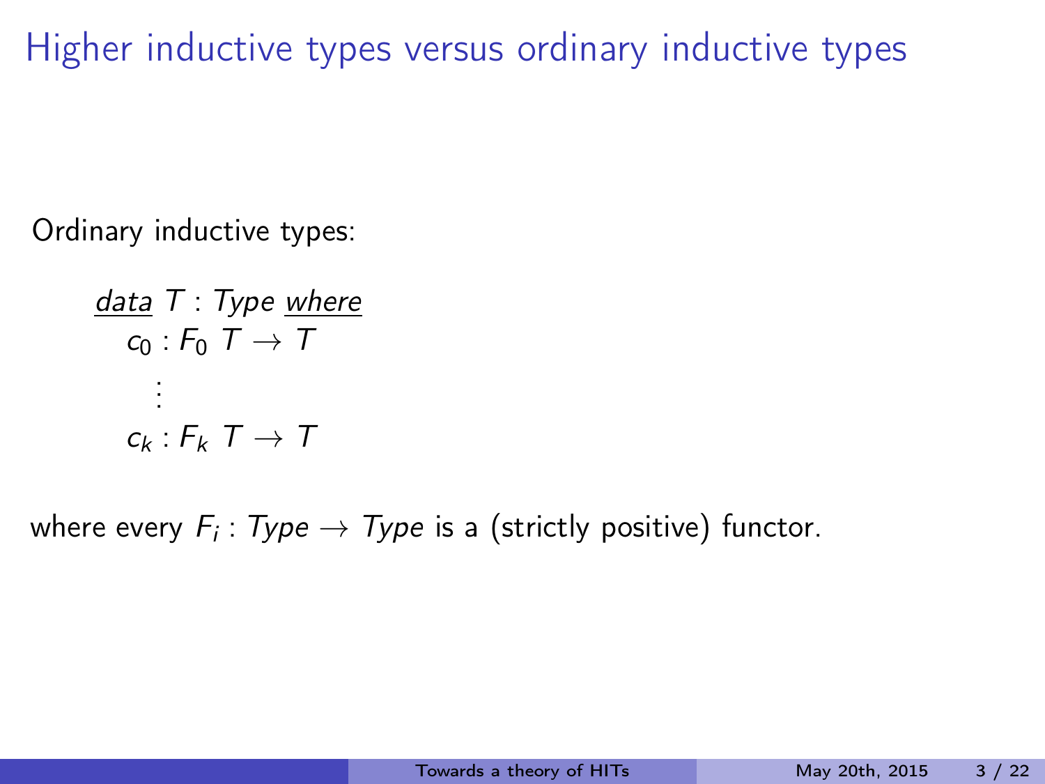# Higher inductive types versus ordinary inductive types

Ordinary inductive types:

$$
\begin{array}{l}
\underline{\mathit{data}}\ T : \mathit{Type}\ \underline{\mathit{where}} \\
\quad c_0 : F_0\ T \to T \\
\quad\quad \vdots \\
\quad c_k : F_k\ T \to T
\end{array}
$$

where every $F_i : \mathit{Type} \to \mathit{Type}$ is a (strictly positive) functor.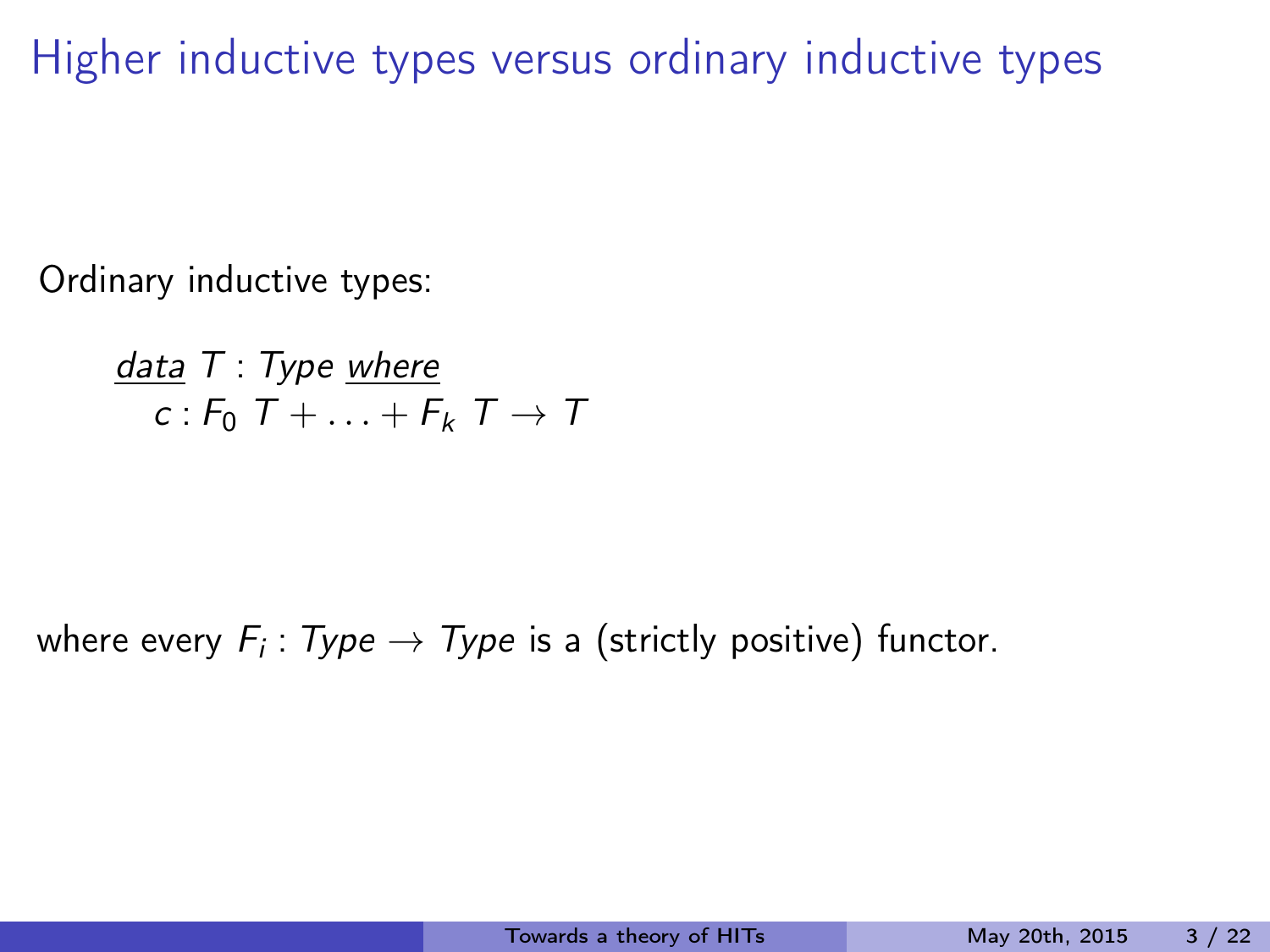# Higher inductive types versus ordinary inductive types

Ordinary inductive types:

$$\underline{data}\ T : Type\ \underline{where}$$
$$c : F_0\ T + \ldots + F_k\ T \rightarrow T$$

where every $F_i : Type \rightarrow Type$ is a (strictly positive) functor.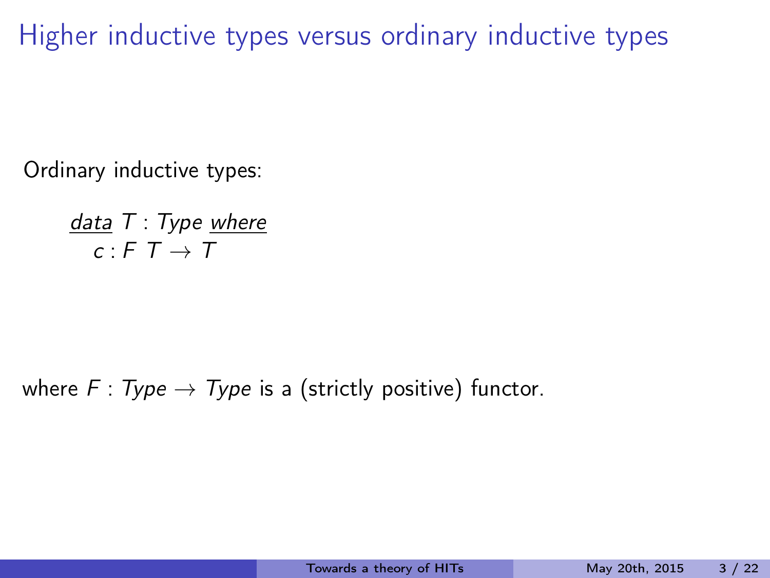# Higher inductive types versus ordinary inductive types

Ordinary inductive types:

$$\underline{data}\ T : Type\ \underline{where}$$
$$c : F\ T \to T$$

where $F : Type \to Type$ is a (strictly positive) functor.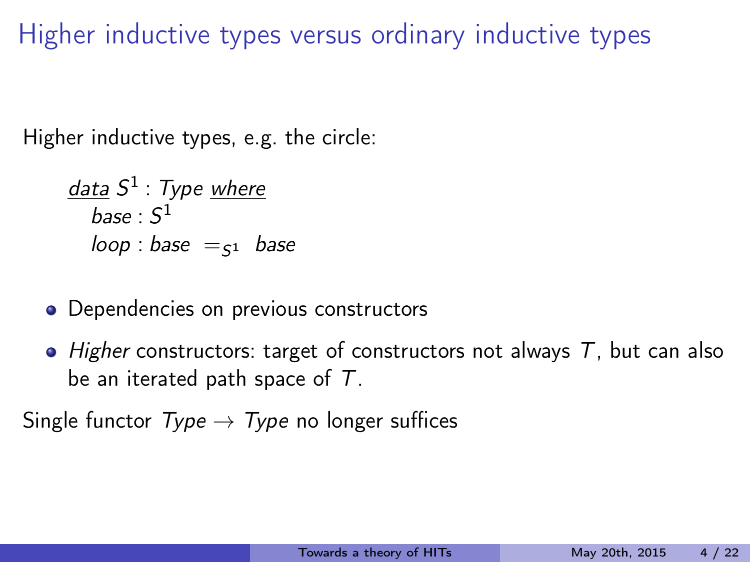# Higher inductive types versus ordinary inductive types

Higher inductive types, e.g. the circle:

$$
\begin{array}{l}
\underline{\mathit{data}}\ S^1 : \mathit{Type}\ \underline{\mathit{where}} \\
\quad \mathit{base} : S^1 \\
\quad \mathit{loop} : \mathit{base}\ =_{S^1}\ \mathit{base}
\end{array}
$$

- Dependencies on previous constructors
- *Higher* constructors: target of constructors not always $T$, but can also be an iterated path space of $T$.

Single functor $\mathit{Type} \to \mathit{Type}$ no longer suffices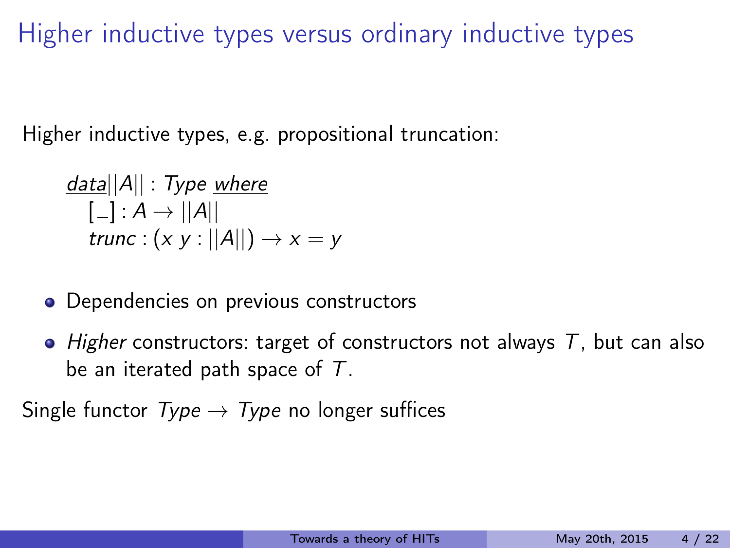# Higher inductive types versus ordinary inductive types

Higher inductive types, e.g. propositional truncation:

$$
\begin{array}{l}
\underline{data}\, ||A|| : Type\ \underline{where} \\
\quad [\_] : A \to ||A|| \\
\quad trunc : (x\ y : ||A||) \to x = y
\end{array}
$$

- Dependencies on previous constructors
- *Higher* constructors: target of constructors not always $T$, but can also be an iterated path space of $T$.

Single functor $Type \to Type$ no longer suffices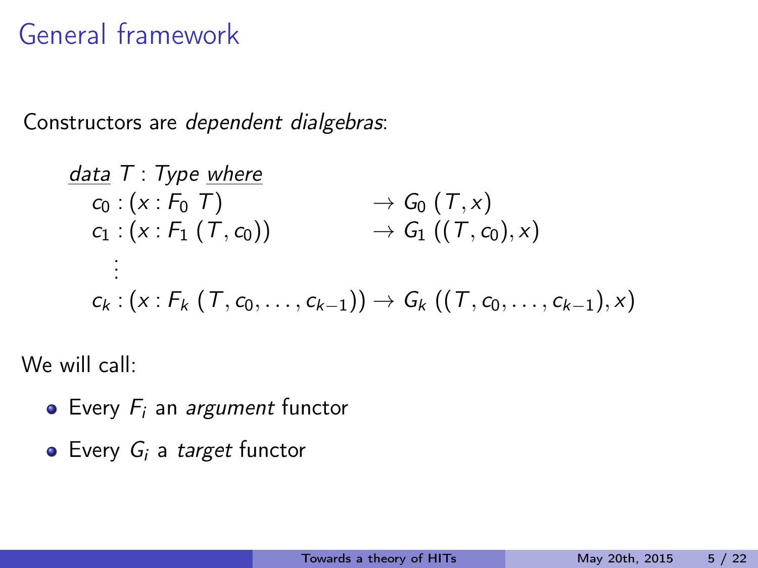# General framework

Constructors are *dependent dialgebras*:

$$
\begin{aligned}
&\underline{data}\ T : Type\ \underline{where} \\
&\quad c_0 : (x : F_0\ T) \rightarrow G_0\ (T, x) \\
&\quad c_1 : (x : F_1\ (T, c_0)) \rightarrow G_1\ ((T, c_0), x) \\
&\quad\quad \vdots \\
&\quad c_k : (x : F_k\ (T, c_0, \ldots, c_{k-1})) \rightarrow G_k\ ((T, c_0, \ldots, c_{k-1}), x)
\end{aligned}
$$

We will call:

- Every $F_i$ an *argument* functor
- Every $G_i$ a *target* functor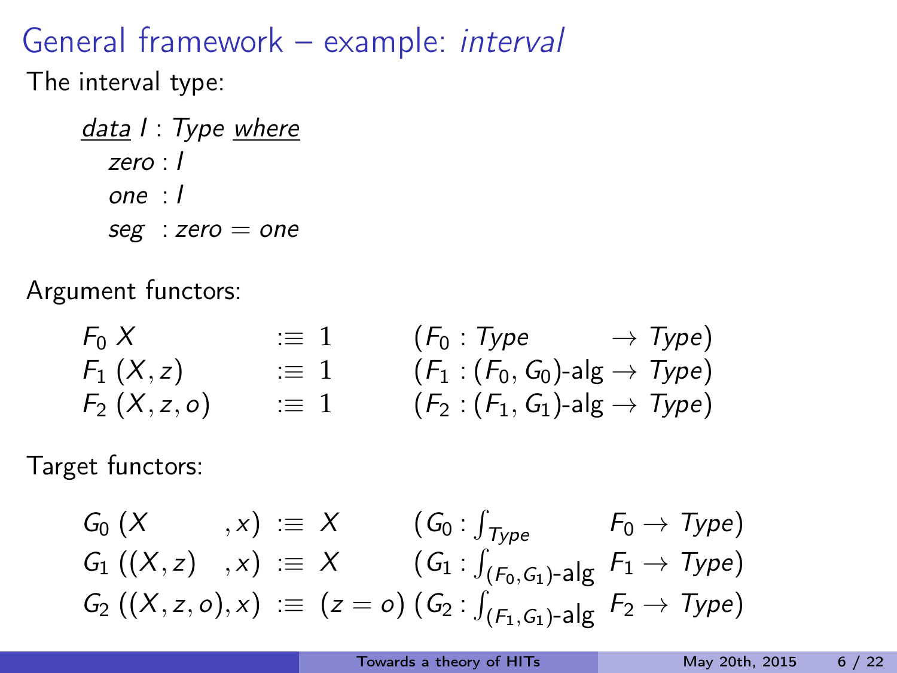# General framework – example: *interval*

The interval type:

```
data I : Type where
  zero : I
  one  : I
  seg  : zero = one
```

Argument functors:

$$
\begin{array}{lll}
F_0\ X & :\equiv\ 1 & (F_0 : \mathit{Type} \to \mathit{Type}) \\
F_1\ (X, z) & :\equiv\ 1 & (F_1 : (F_0, G_0)\text{-alg} \to \mathit{Type}) \\
F_2\ (X, z, o) & :\equiv\ 1 & (F_2 : (F_1, G_1)\text{-alg} \to \mathit{Type})
\end{array}
$$

Target functors:

$$
\begin{array}{lll}
G_0\ (X, x) & :\equiv\ X & (G_0 : \int_{\mathit{Type}} F_0 \to \mathit{Type}) \\
G_1\ ((X, z), x) & :\equiv\ X & (G_1 : \int_{(F_0, G_1)\text{-alg}} F_1 \to \mathit{Type}) \\
G_2\ ((X, z, o), x) & :\equiv\ (z = o) & (G_2 : \int_{(F_1, G_1)\text{-alg}} F_2 \to \mathit{Type})
\end{array}
$$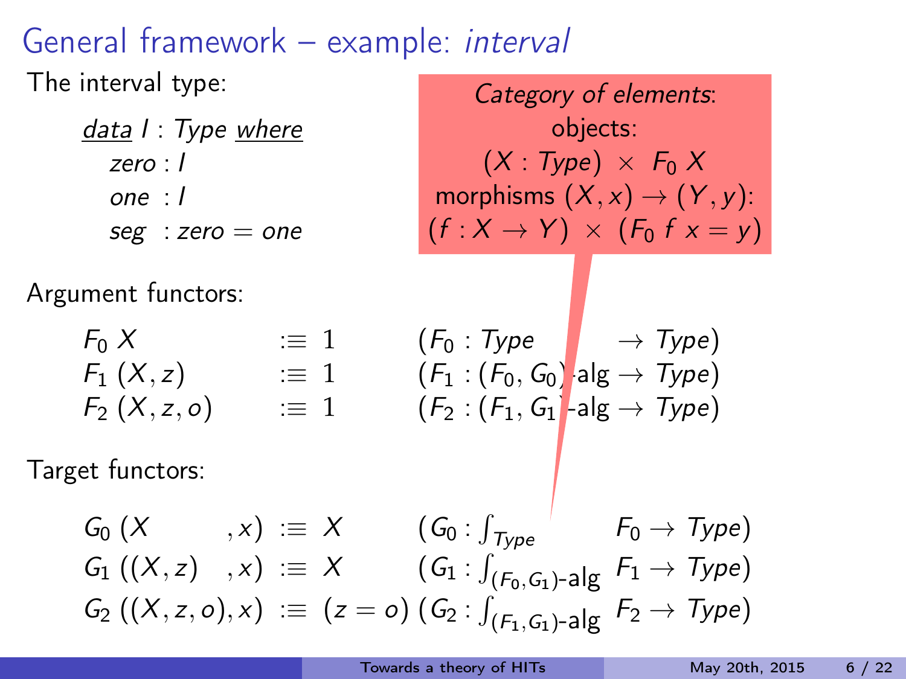## General framework – example: *interval*

The interval type:

```
data I : Type where
  zero : I
  one  : I
  seg  : zero = one
```

> *Category of elements*:
> objects:
> $(X : Type) \times F_0\, X$
> morphisms $(X, x) \to (Y, y)$:
> $(f : X \to Y) \times (F_0\, f\, x = y)$

Argument functors:

$$
\begin{array}{lll}
F_0\ X & :\equiv 1 & (F_0 : Type \to Type) \\
F_1\ (X, z) & :\equiv 1 & (F_1 : (F_0, G_0)\text{-alg} \to Type) \\
F_2\ (X, z, o) & :\equiv 1 & (F_2 : (F_1, G_1)\text{-alg} \to Type)
\end{array}
$$

Target functors:

$$
\begin{array}{lll}
G_0\ (X, x) & :\equiv X & (G_0 : \int_{Type} F_0 \to Type) \\
G_1\ ((X, z), x) & :\equiv X & (G_1 : \int_{(F_0, G_1)\text{-alg}} F_1 \to Type) \\
G_2\ ((X, z, o), x) & :\equiv (z = o) & (G_2 : \int_{(F_1, G_1)\text{-alg}} F_2 \to Type)
\end{array}
$$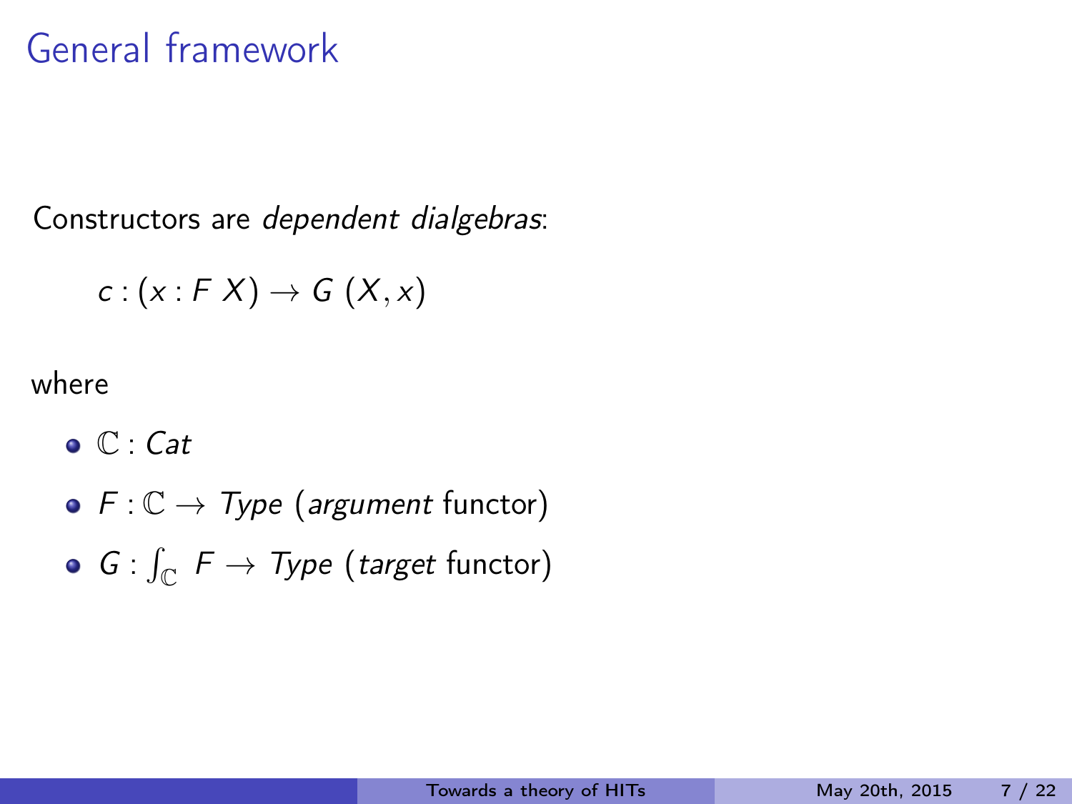# General framework

Constructors are *dependent dialgebras*:

$$c : (x : F\ X) \to G\ (X, x)$$

where

- $\mathbb{C} : Cat$
- $F : \mathbb{C} \to Type$ (*argument* functor)
- $G : \int_{\mathbb{C}} F \to Type$ (*target* functor)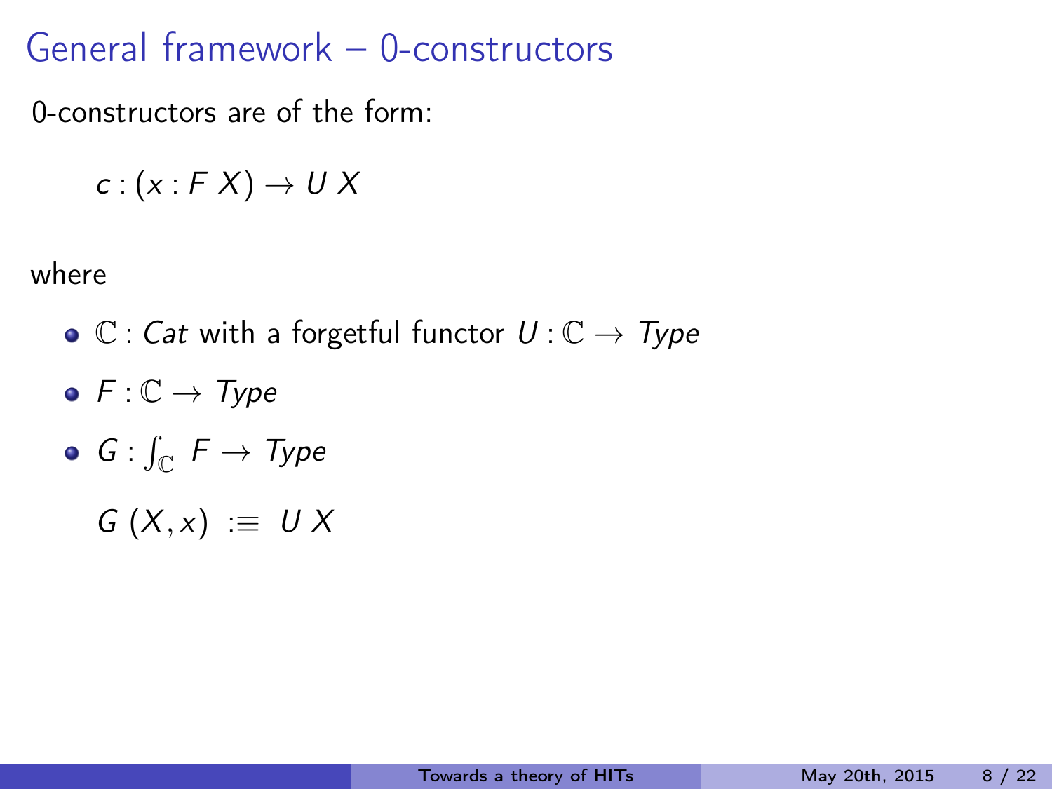# General framework – 0-constructors

0-constructors are of the form:

$$c : (x : F\ X) \to U\ X$$

where

- $\mathbb{C} : \mathit{Cat}$ with a forgetful functor $U : \mathbb{C} \to \mathit{Type}$
- $F : \mathbb{C} \to \mathit{Type}$
- $G : \int_{\mathbb{C}} F \to \mathit{Type}$

  $$G\ (X, x)\ :\equiv\ U\ X$$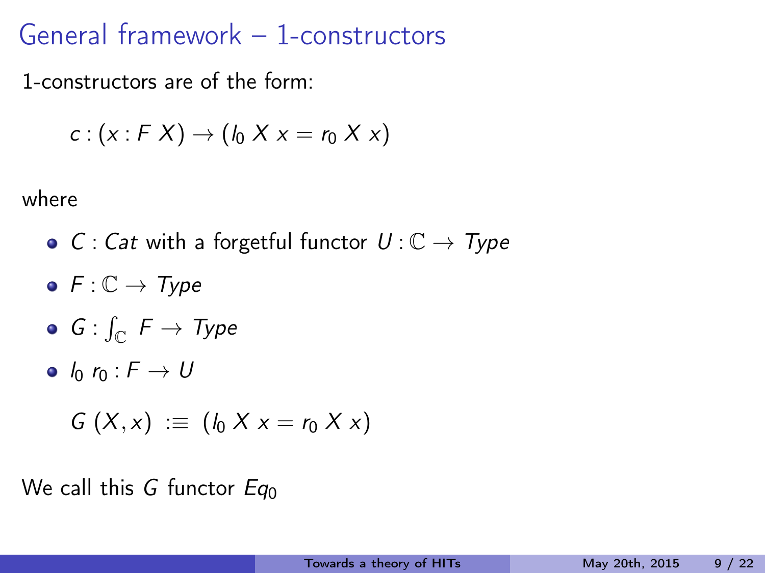# General framework – 1-constructors

1-constructors are of the form:

$$c : (x : F\ X) \to (l_0\ X\ x = r_0\ X\ x)$$

where

- $C : Cat$ with a forgetful functor $U : \mathbb{C} \to Type$
- $F : \mathbb{C} \to Type$
- $G : \int_{\mathbb{C}} F \to Type$
- $l_0\ r_0 : F \to U$

$$G\ (X, x)\ :\equiv\ (l_0\ X\ x = r_0\ X\ x)$$

We call this $G$ functor $Eq_0$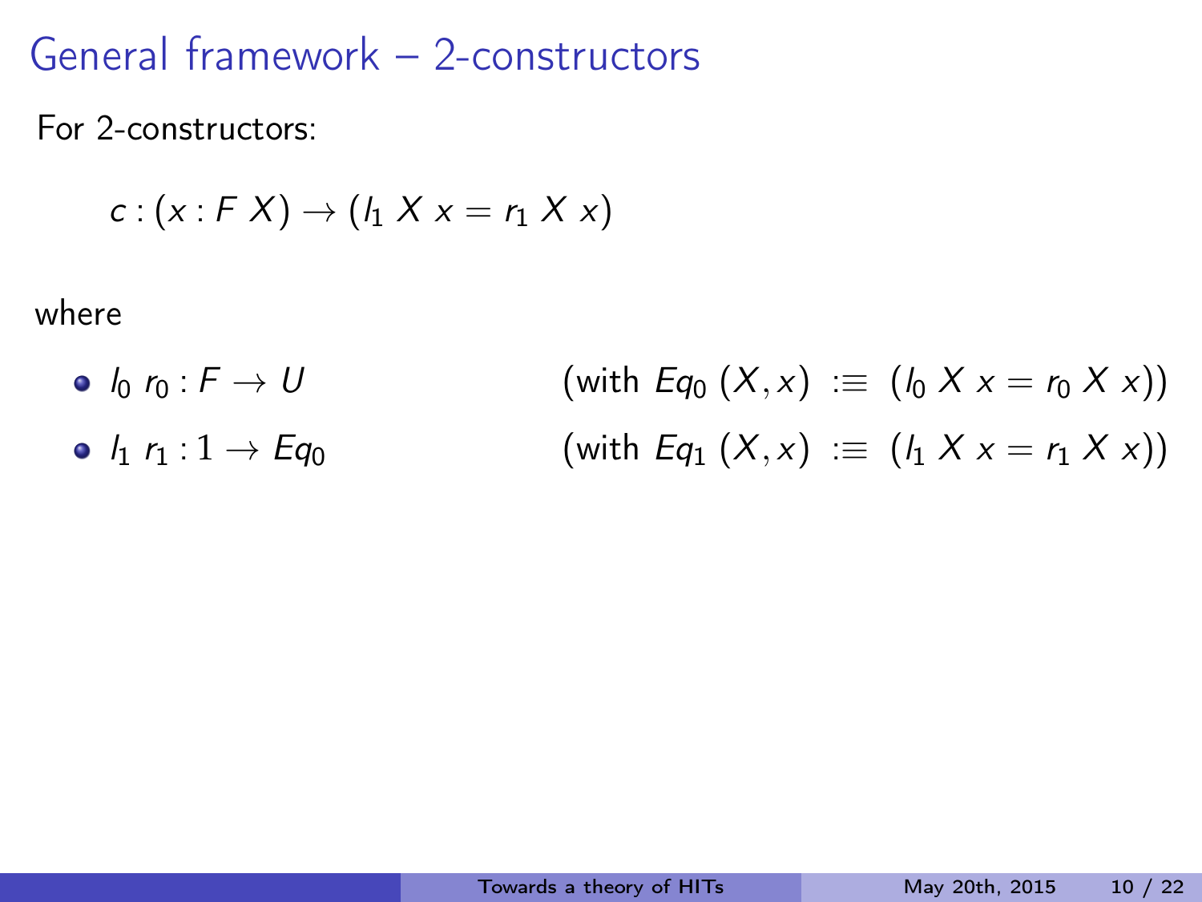# General framework – 2-constructors

For 2-constructors:

$$c : (x : F\ X) \to (l_1\ X\ x = r_1\ X\ x)$$

where

- $l_0\ r_0 : F \to U$ (with $Eq_0\ (X, x)\ :\equiv\ (l_0\ X\ x = r_0\ X\ x)$)
- $l_1\ r_1 : 1 \to Eq_0$ (with $Eq_1\ (X, x)\ :\equiv\ (l_1\ X\ x = r_1\ X\ x)$)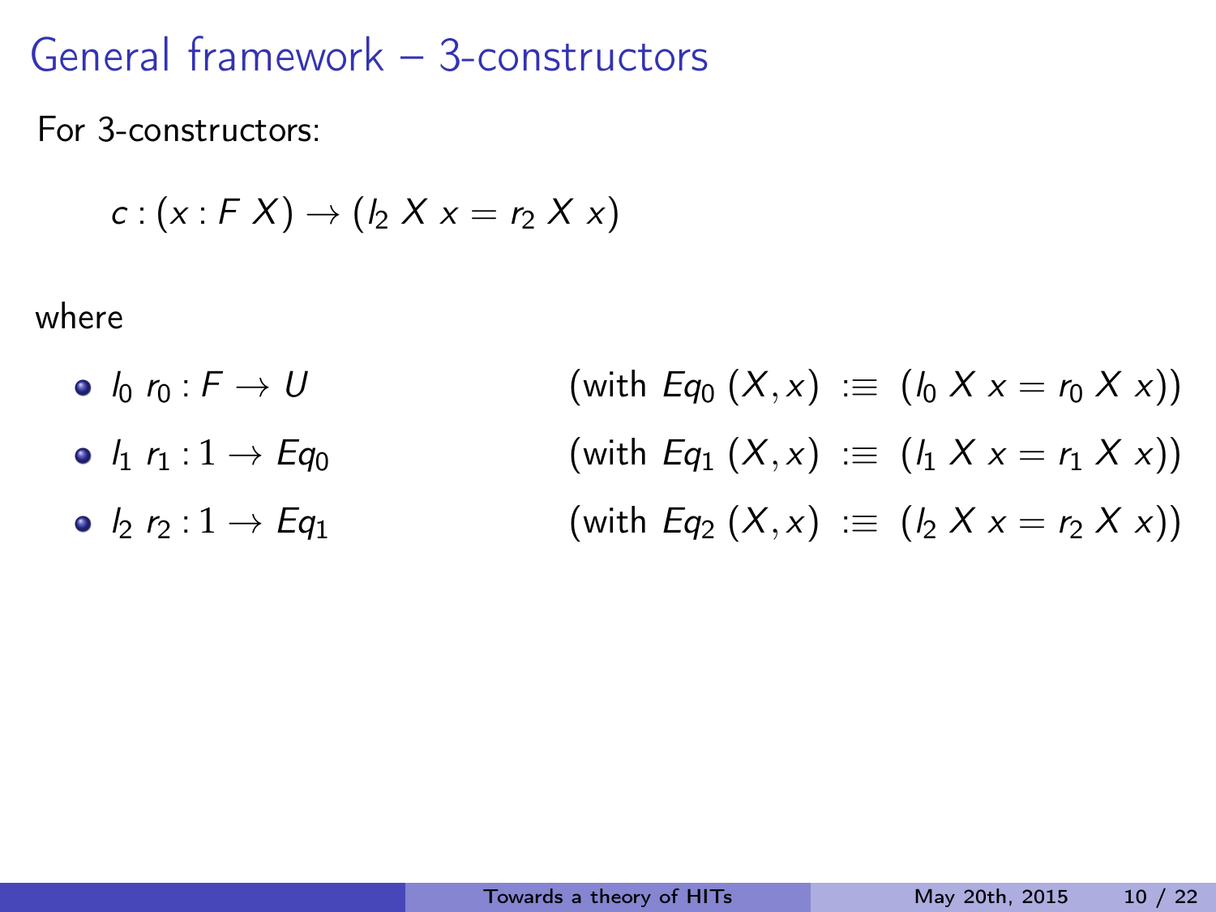# General framework – 3-constructors

For 3-constructors:

$$c : (x : F\ X) \to (l_2\ X\ x = r_2\ X\ x)$$

where

- $l_0\ r_0 : F \to U$ (with $Eq_0\ (X, x)\ :\equiv\ (l_0\ X\ x = r_0\ X\ x)$)
- $l_1\ r_1 : 1 \to Eq_0$ (with $Eq_1\ (X, x)\ :\equiv\ (l_1\ X\ x = r_1\ X\ x)$)
- $l_2\ r_2 : 1 \to Eq_1$ (with $Eq_2\ (X, x)\ :\equiv\ (l_2\ X\ x = r_2\ X\ x)$)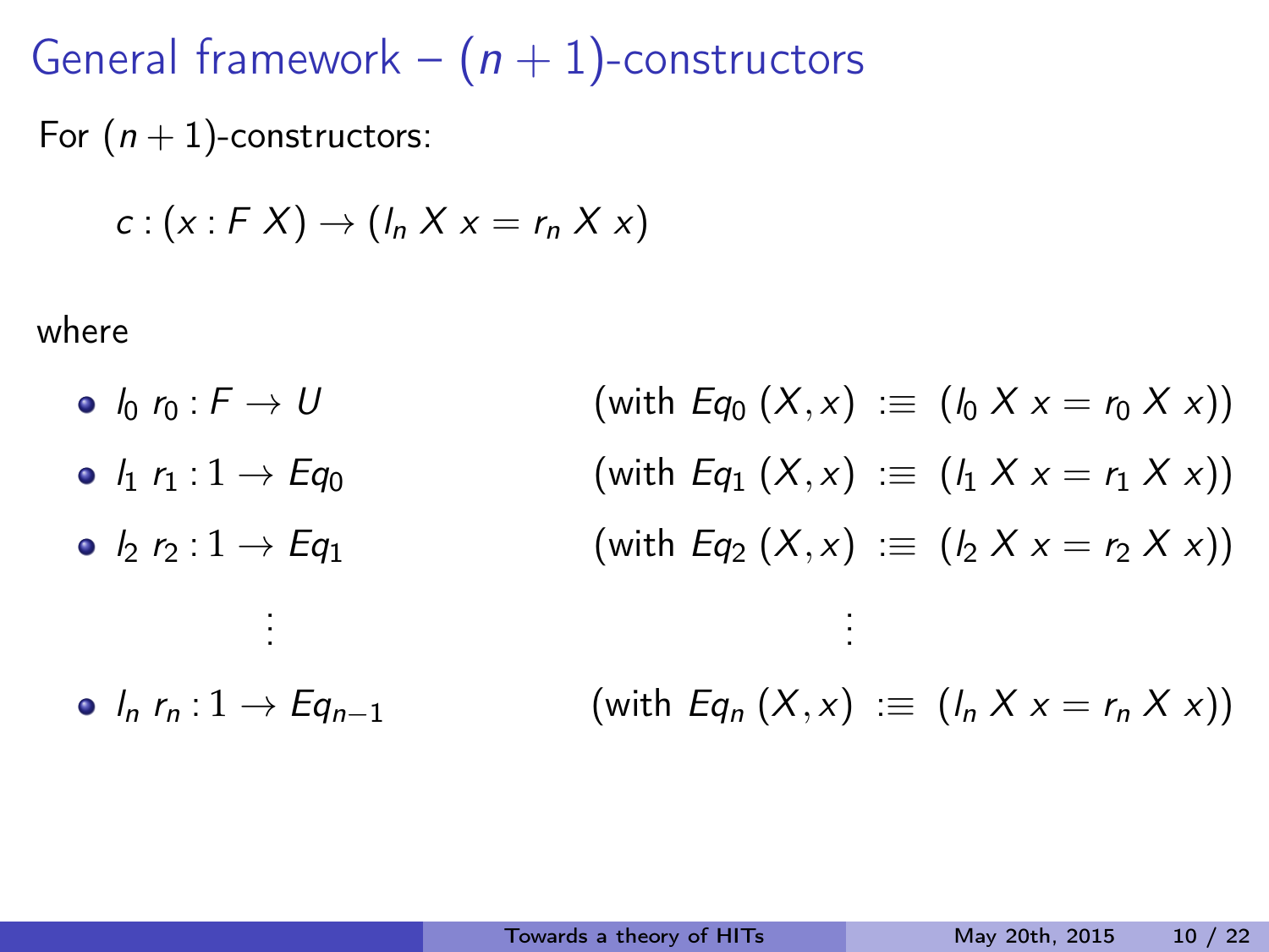# General framework – $(n+1)$-constructors

For $(n+1)$-constructors:

$$c : (x : F\ X) \to (l_n\ X\ x = r_n\ X\ x)$$

where

- $l_0\ r_0 : F \to U$ (with $Eq_0\ (X, x)\ :\equiv\ (l_0\ X\ x = r_0\ X\ x)$)
- $l_1\ r_1 : 1 \to Eq_0$ (with $Eq_1\ (X, x)\ :\equiv\ (l_1\ X\ x = r_1\ X\ x)$)
- $l_2\ r_2 : 1 \to Eq_1$ (with $Eq_2\ (X, x)\ :\equiv\ (l_2\ X\ x = r_2\ X\ x)$)

  $\vdots$ $\vdots$

- $l_n\ r_n : 1 \to Eq_{n-1}$ (with $Eq_n\ (X, x)\ :\equiv\ (l_n\ X\ x = r_n\ X\ x)$)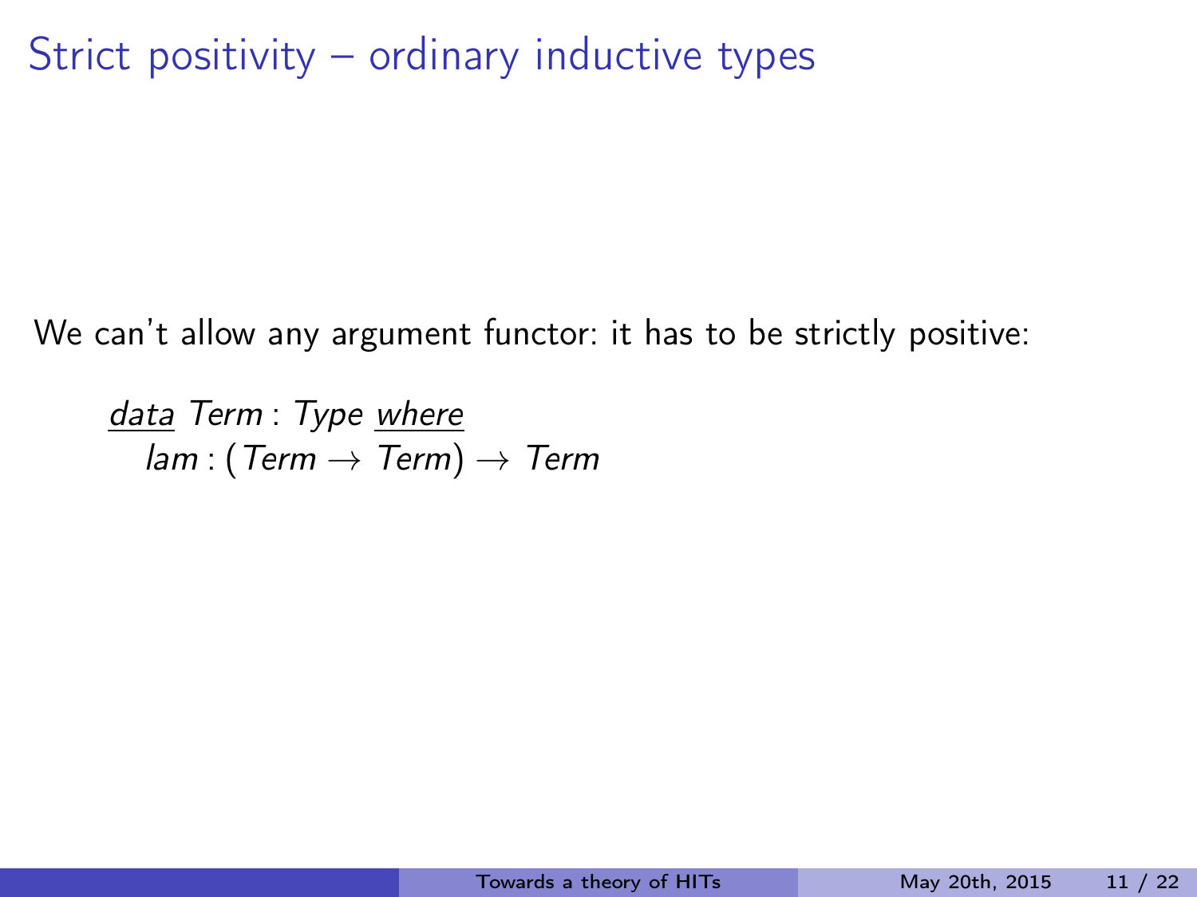# Strict positivity – ordinary inductive types

We can't allow any argument functor: it has to be strictly positive:

$$
\begin{array}{l}
\underline{data}\ Term : Type\ \underline{where} \\
\quad lam : (Term \to Term) \to Term
\end{array}
$$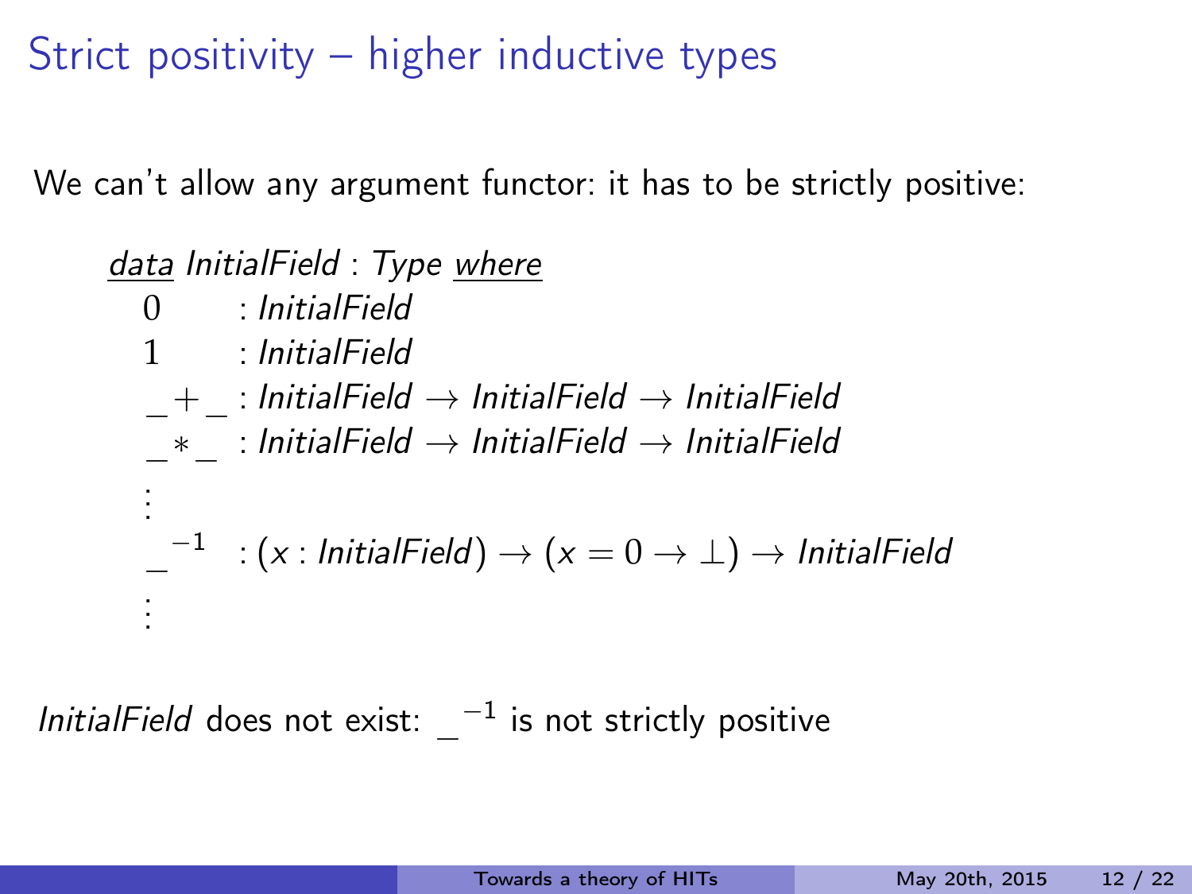# Strict positivity – higher inductive types

We can't allow any argument functor: it has to be strictly positive:

$$
\begin{array}{ll}
\underline{data}\ \mathit{InitialField} : \mathit{Type}\ \underline{where} & \\
\quad 0 & : \mathit{InitialField} \\
\quad 1 & : \mathit{InitialField} \\
\quad \_+\_ & : \mathit{InitialField} \to \mathit{InitialField} \to \mathit{InitialField} \\
\quad \_*\_ & : \mathit{InitialField} \to \mathit{InitialField} \to \mathit{InitialField} \\
\quad \vdots & \\
\quad \_^{-1} & : (x : \mathit{InitialField}) \to (x = 0 \to \bot) \to \mathit{InitialField} \\
\quad \vdots &
\end{array}
$$

*InitialField* does not exist: $\_^{-1}$ is not strictly positive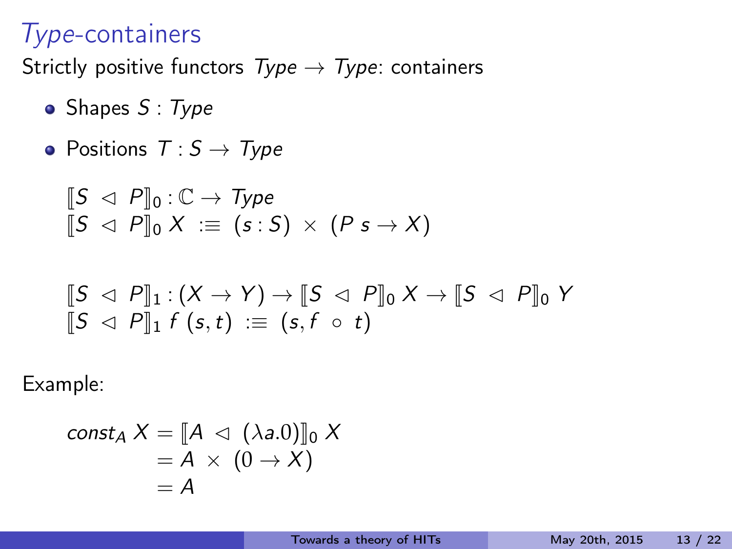# *Type*-containers

Strictly positive functors $\mathit{Type} \to \mathit{Type}$: containers

- Shapes $S : \mathit{Type}$
- Positions $T : S \to \mathit{Type}$

$$
\begin{aligned}
&[\![ S \lhd P ]\!]_0 : \mathbb{C} \to \mathit{Type} \\
&[\![ S \lhd P ]\!]_0 \, X \;:\equiv\; (s : S) \times (P\, s \to X)
\end{aligned}
$$

$$
\begin{aligned}
&[\![ S \lhd P ]\!]_1 : (X \to Y) \to [\![ S \lhd P ]\!]_0 \, X \to [\![ S \lhd P ]\!]_0 \, Y \\
&[\![ S \lhd P ]\!]_1 \, f \, (s, t) \;:\equiv\; (s, f \circ t)
\end{aligned}
$$

Example:

$$
\begin{aligned}
\mathit{const}_A \, X &= [\![ A \lhd (\lambda a.0) ]\!]_0 \, X \\
&= A \times (0 \to X) \\
&= A
\end{aligned}
$$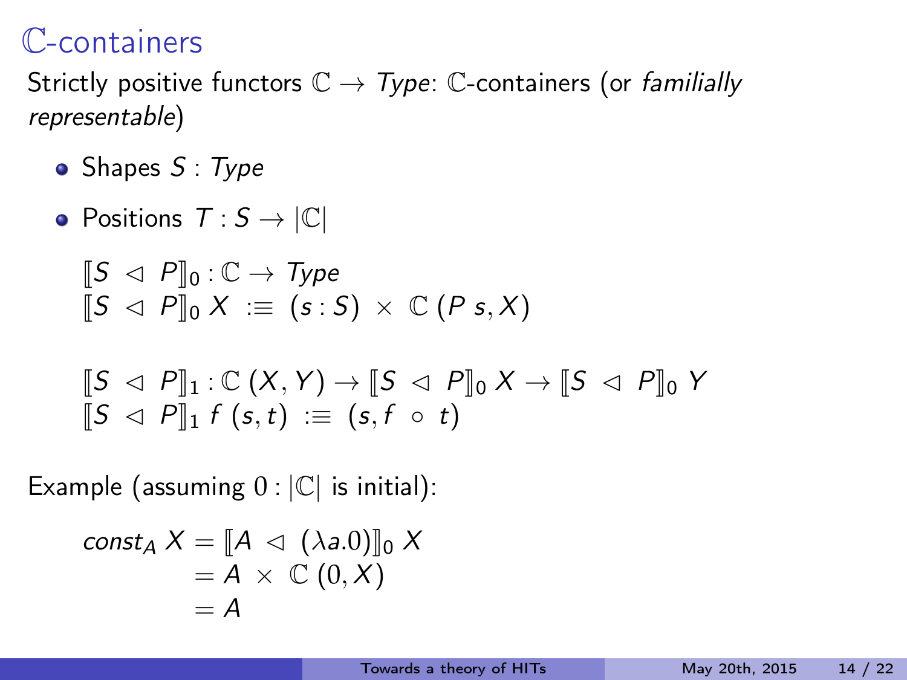# $\mathbb{C}$-containers

Strictly positive functors $\mathbb{C} \to \mathit{Type}$: $\mathbb{C}$-containers (or *familially representable*)

- Shapes $S : \mathit{Type}$
- Positions $T : S \to |\mathbb{C}|$

$$
\begin{aligned}
&[\![S \lhd P]\!]_0 : \mathbb{C} \to \mathit{Type} \\
&[\![S \lhd P]\!]_0 \, X \;:\equiv\; (s : S) \times \mathbb{C}\,(P\,s, X)
\end{aligned}
$$

$$
\begin{aligned}
&[\![S \lhd P]\!]_1 : \mathbb{C}\,(X, Y) \to [\![S \lhd P]\!]_0 \, X \to [\![S \lhd P]\!]_0 \, Y \\
&[\![S \lhd P]\!]_1 \, f \; (s, t) \;:\equiv\; (s, f \circ t)
\end{aligned}
$$

Example (assuming $0 : |\mathbb{C}|$ is initial):

$$
\begin{aligned}
\mathit{const}_A \, X &= [\![A \lhd (\lambda a.0)]\!]_0 \, X \\
&= A \times \mathbb{C}\,(0, X) \\
&= A
\end{aligned}
$$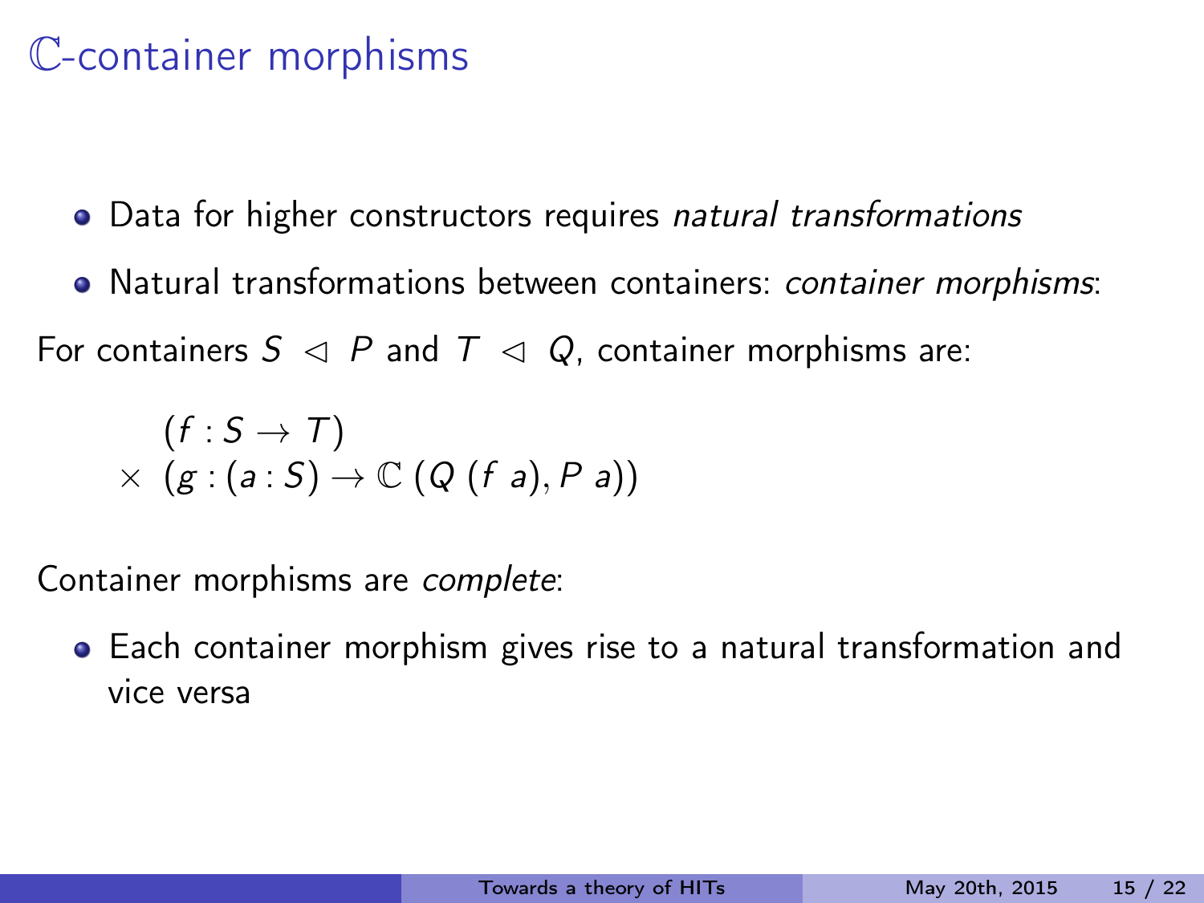# $\mathbb{C}$-container morphisms

- Data for higher constructors requires *natural transformations*
- Natural transformations between containers: *container morphisms*:

For containers $S \triangleleft P$ and $T \triangleleft Q$, container morphisms are:

$$
\begin{aligned}
&(f : S \rightarrow T) \\
\times\ &(g : (a : S) \rightarrow \mathbb{C}\ (Q\ (f\ a), P\ a))
\end{aligned}
$$

Container morphisms are *complete*:

- Each container morphism gives rise to a natural transformation and vice versa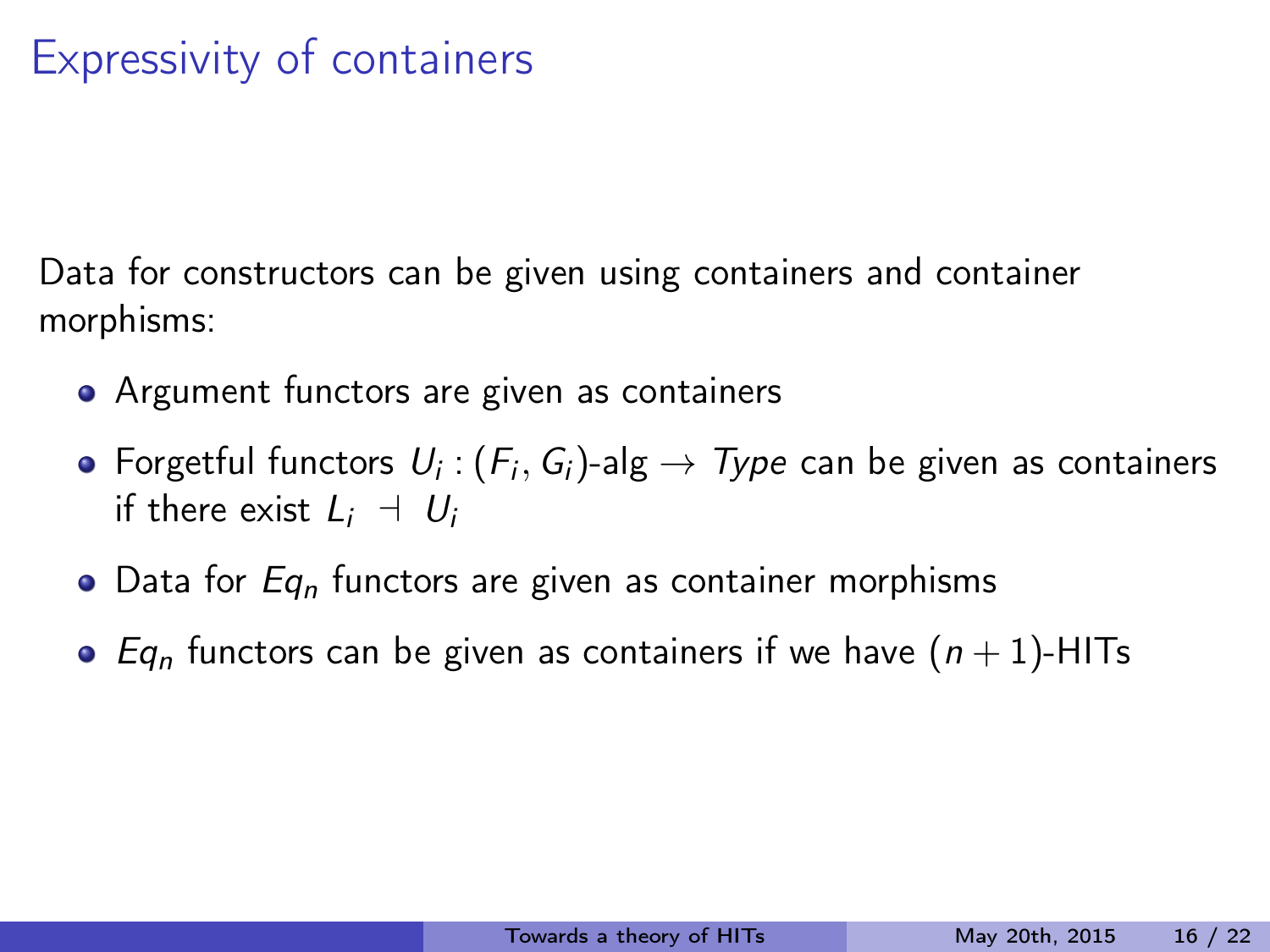# Expressivity of containers

Data for constructors can be given using containers and container morphisms:

- Argument functors are given as containers
- Forgetful functors $U_i : (F_i, G_i)\text{-alg} \to \mathit{Type}$ can be given as containers if there exist $L_i \dashv U_i$
- Data for $Eq_n$ functors are given as container morphisms
- $Eq_n$ functors can be given as containers if we have $(n+1)$-HITs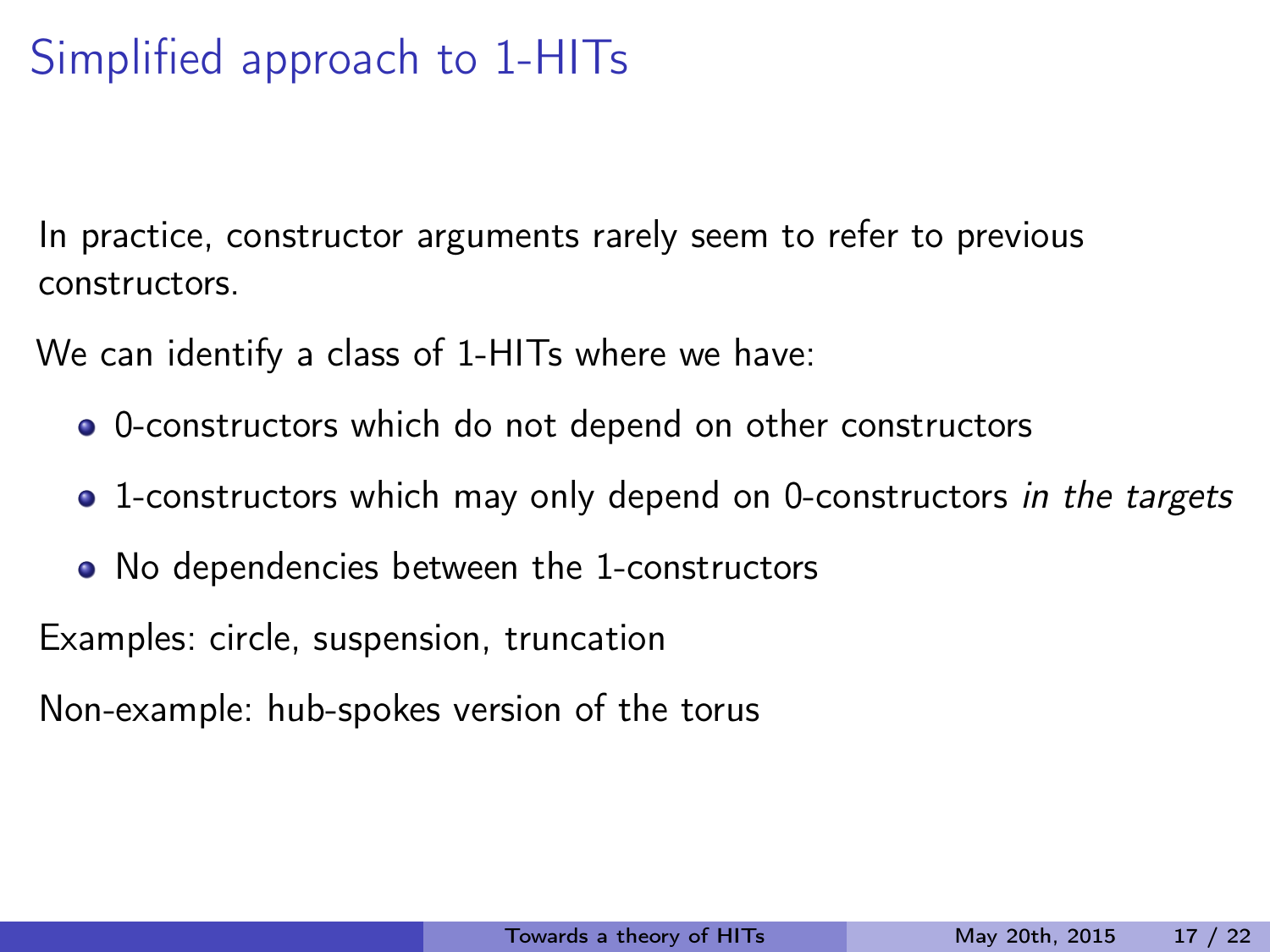# Simplified approach to 1-HITs

In practice, constructor arguments rarely seem to refer to previous constructors.

We can identify a class of 1-HITs where we have:

- 0-constructors which do not depend on other constructors
- 1-constructors which may only depend on 0-constructors *in the targets*
- No dependencies between the 1-constructors

Examples: circle, suspension, truncation

Non-example: hub-spokes version of the torus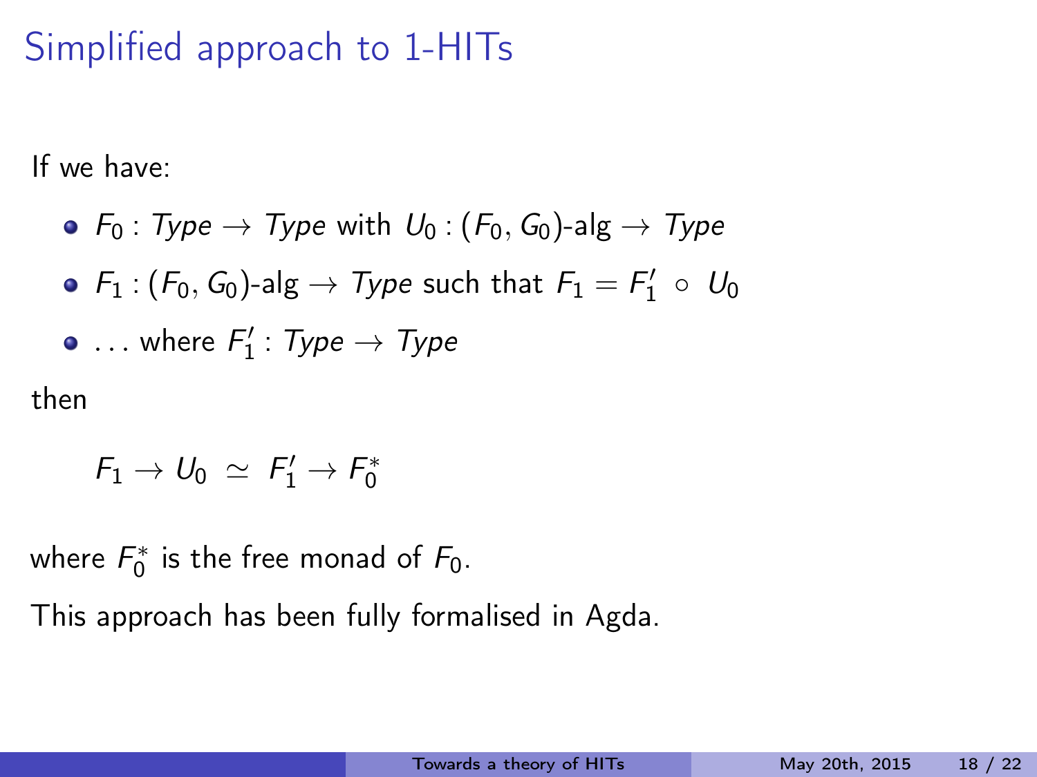# Simplified approach to 1-HITs

If we have:

- $F_0 : \mathit{Type} \to \mathit{Type}$ with $U_0 : (F_0, G_0)\text{-alg} \to \mathit{Type}$
- $F_1 : (F_0, G_0)\text{-alg} \to \mathit{Type}$ such that $F_1 = F_1' \circ U_0$
- $\ldots$ where $F_1' : \mathit{Type} \to \mathit{Type}$

then

$$F_1 \to U_0 \;\simeq\; F_1' \to F_0^*$$

where $F_0^*$ is the free monad of $F_0$.

This approach has been fully formalised in Agda.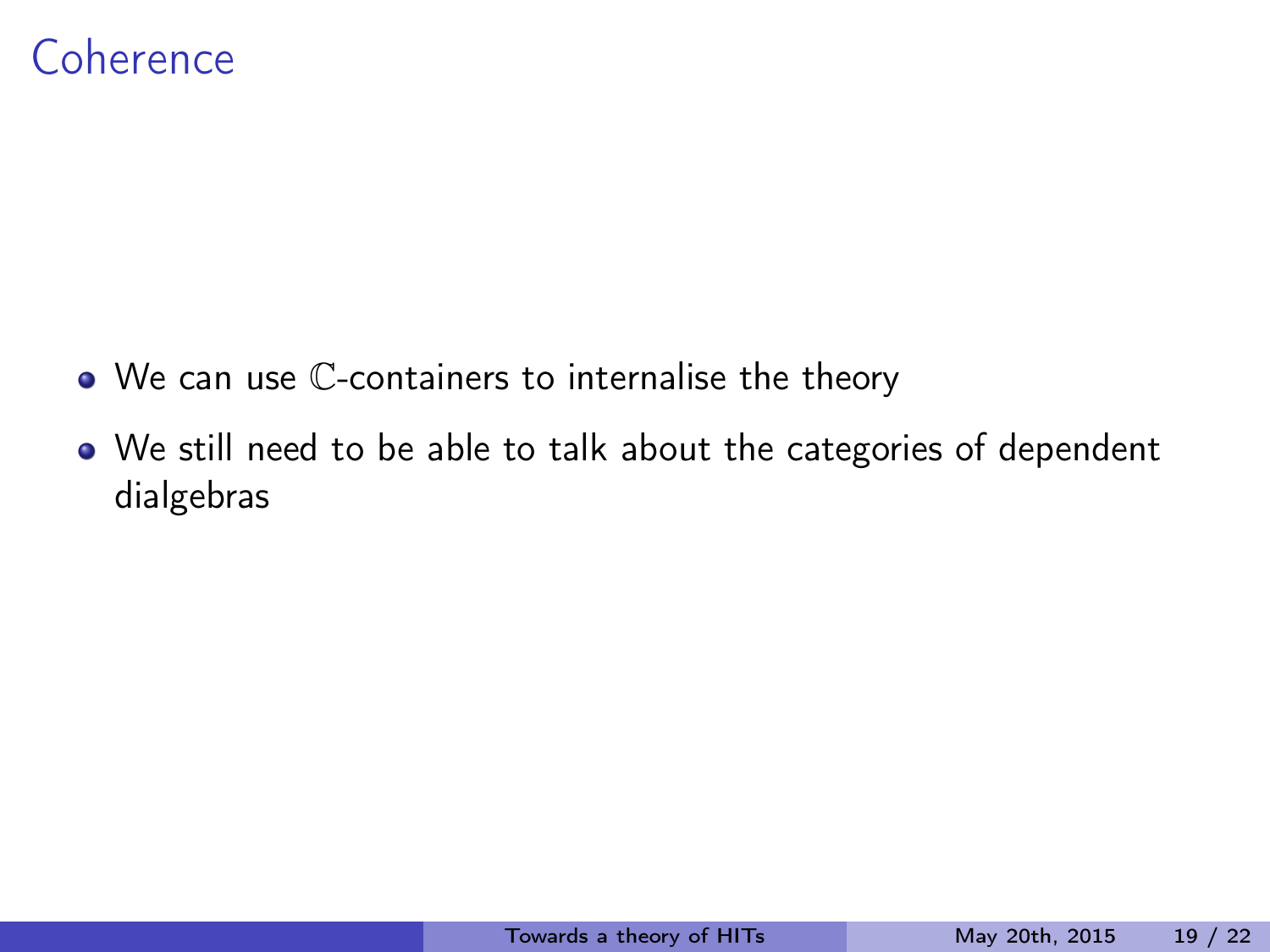# Coherence

- We can use $\mathbb{C}$-containers to internalise the theory
- We still need to be able to talk about the categories of dependent dialgebras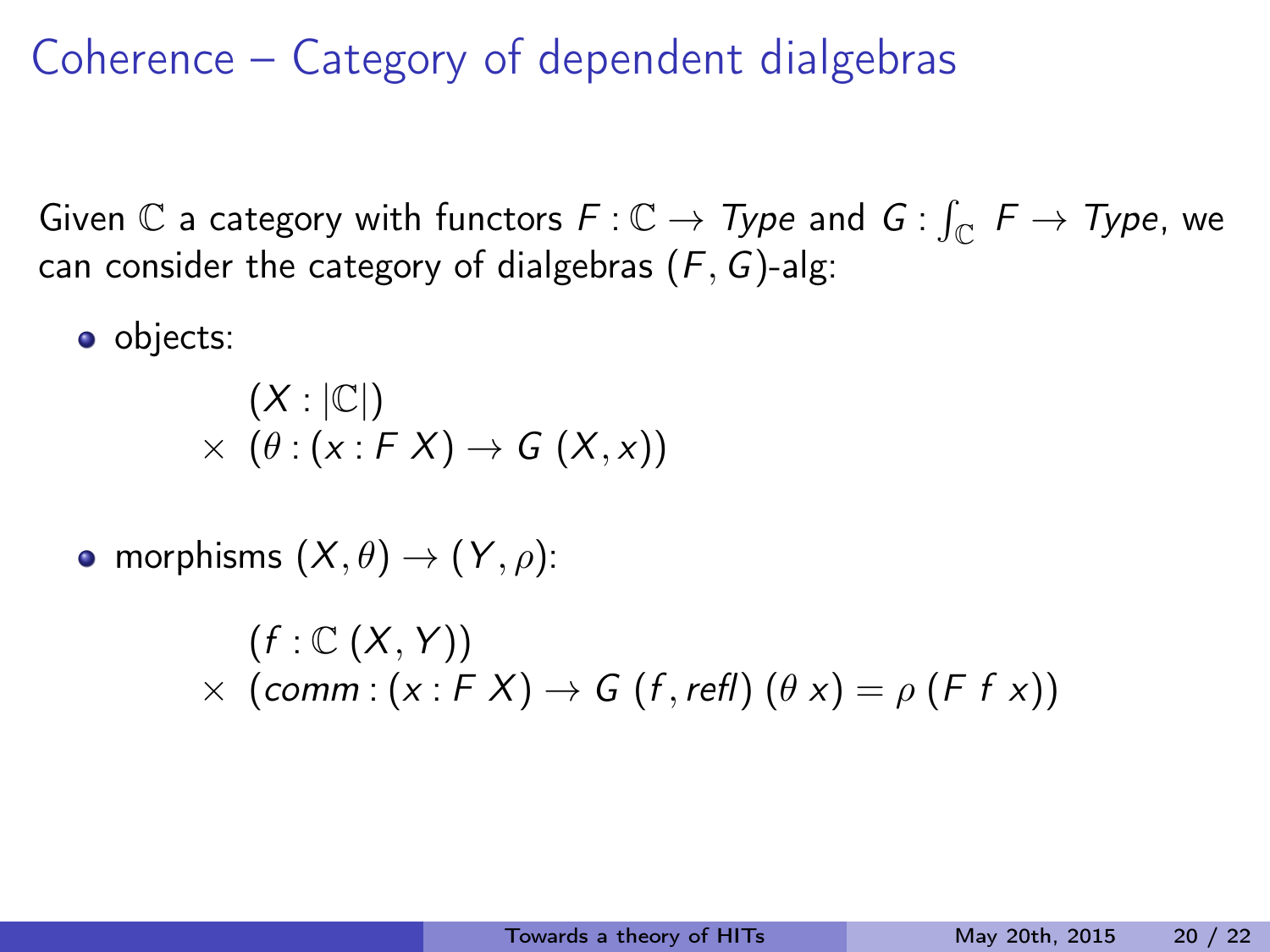# Coherence – Category of dependent dialgebras

Given $\mathbb{C}$ a category with functors $F : \mathbb{C} \to \mathit{Type}$ and $G : \int_{\mathbb{C}} F \to \mathit{Type}$, we can consider the category of dialgebras $(F, G)$-alg:

- objects:

$$
\begin{aligned}
& (X : |\mathbb{C}|) \\
\times \; & (\theta : (x : F\ X) \to G\ (X, x))
\end{aligned}
$$

- morphisms $(X, \theta) \to (Y, \rho)$:

$$
\begin{aligned}
& (f : \mathbb{C}\ (X, Y)) \\
\times \; & (\mathit{comm} : (x : F\ X) \to G\ (f, \mathit{refl})\ (\theta\ x) = \rho\ (F\ f\ x))
\end{aligned}
$$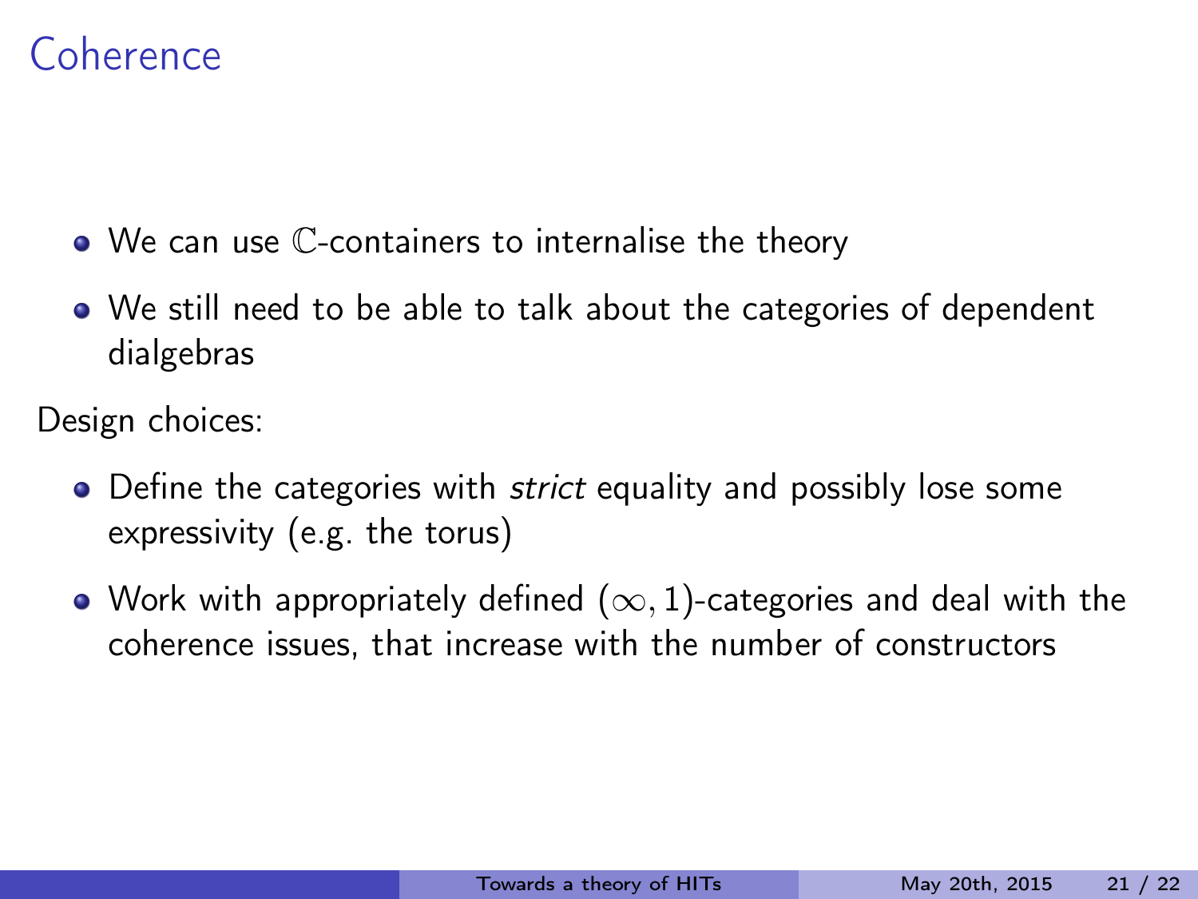# Coherence

- We can use $\mathbb{C}$-containers to internalise the theory
- We still need to be able to talk about the categories of dependent dialgebras

Design choices:

- Define the categories with *strict* equality and possibly lose some expressivity (e.g. the torus)
- Work with appropriately defined $(\infty, 1)$-categories and deal with the coherence issues, that increase with the number of constructors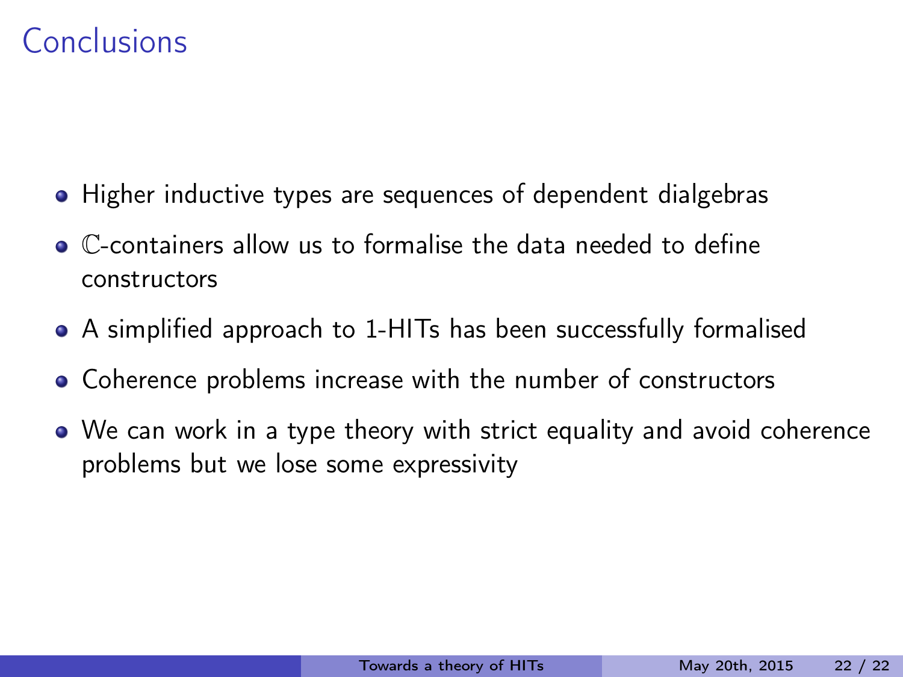# Conclusions

- Higher inductive types are sequences of dependent dialgebras
- $\mathbb{C}$-containers allow us to formalise the data needed to define constructors
- A simplified approach to 1-HITs has been successfully formalised
- Coherence problems increase with the number of constructors
- We can work in a type theory with strict equality and avoid coherence problems but we lose some expressivity